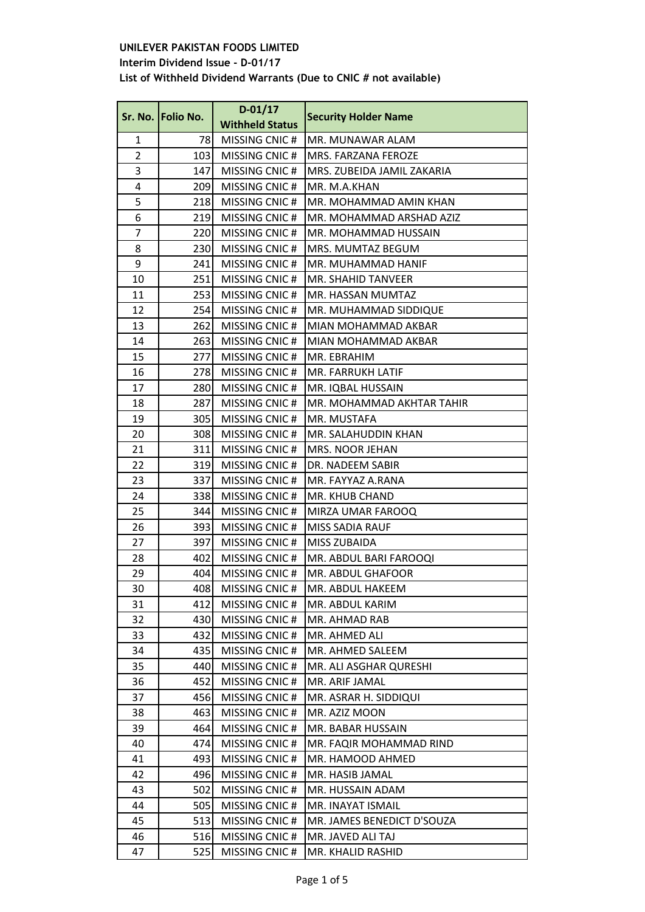**UNILEVER PAKISTAN FOODS LIMITED**

**Interim Dividend Issue - D-01/17**

**List of Withheld Dividend Warrants (Due to CNIC # not available)**

| Sr. No. | Folio No. | D-01/17 Withheld Status | Security Holder Name |
|---|---|---|---|
| 1 | 78 | MISSING CNIC # | MR. MUNAWAR ALAM |
| 2 | 103 | MISSING CNIC # | MRS. FARZANA FEROZE |
| 3 | 147 | MISSING CNIC # | MRS. ZUBEIDA JAMIL ZAKARIA |
| 4 | 209 | MISSING CNIC # | MR. M.A.KHAN |
| 5 | 218 | MISSING CNIC # | MR. MOHAMMAD AMIN KHAN |
| 6 | 219 | MISSING CNIC # | MR. MOHAMMAD ARSHAD AZIZ |
| 7 | 220 | MISSING CNIC # | MR. MOHAMMAD HUSSAIN |
| 8 | 230 | MISSING CNIC # | MRS. MUMTAZ BEGUM |
| 9 | 241 | MISSING CNIC # | MR. MUHAMMAD HANIF |
| 10 | 251 | MISSING CNIC # | MR. SHAHID TANVEER |
| 11 | 253 | MISSING CNIC # | MR. HASSAN MUMTAZ |
| 12 | 254 | MISSING CNIC # | MR. MUHAMMAD SIDDIQUE |
| 13 | 262 | MISSING CNIC # | MIAN MOHAMMAD AKBAR |
| 14 | 263 | MISSING CNIC # | MIAN MOHAMMAD AKBAR |
| 15 | 277 | MISSING CNIC # | MR. EBRAHIM |
| 16 | 278 | MISSING CNIC # | MR. FARRUKH LATIF |
| 17 | 280 | MISSING CNIC # | MR. IQBAL HUSSAIN |
| 18 | 287 | MISSING CNIC # | MR. MOHAMMAD AKHTAR TAHIR |
| 19 | 305 | MISSING CNIC # | MR. MUSTAFA |
| 20 | 308 | MISSING CNIC # | MR. SALAHUDDIN KHAN |
| 21 | 311 | MISSING CNIC # | MRS. NOOR JEHAN |
| 22 | 319 | MISSING CNIC # | DR. NADEEM SABIR |
| 23 | 337 | MISSING CNIC # | MR. FAYYAZ A.RANA |
| 24 | 338 | MISSING CNIC # | MR. KHUB CHAND |
| 25 | 344 | MISSING CNIC # | MIRZA UMAR FAROOQ |
| 26 | 393 | MISSING CNIC # | MISS SADIA RAUF |
| 27 | 397 | MISSING CNIC # | MISS ZUBAIDA |
| 28 | 402 | MISSING CNIC # | MR. ABDUL BARI FAROOQI |
| 29 | 404 | MISSING CNIC # | MR. ABDUL GHAFOOR |
| 30 | 408 | MISSING CNIC # | MR. ABDUL HAKEEM |
| 31 | 412 | MISSING CNIC # | MR. ABDUL KARIM |
| 32 | 430 | MISSING CNIC # | MR. AHMAD RAB |
| 33 | 432 | MISSING CNIC # | MR. AHMED ALI |
| 34 | 435 | MISSING CNIC # | MR. AHMED SALEEM |
| 35 | 440 | MISSING CNIC # | MR. ALI ASGHAR QURESHI |
| 36 | 452 | MISSING CNIC # | MR. ARIF JAMAL |
| 37 | 456 | MISSING CNIC # | MR. ASRAR H. SIDDIQUI |
| 38 | 463 | MISSING CNIC # | MR. AZIZ MOON |
| 39 | 464 | MISSING CNIC # | MR. BABAR HUSSAIN |
| 40 | 474 | MISSING CNIC # | MR. FAQIR MOHAMMAD RIND |
| 41 | 493 | MISSING CNIC # | MR. HAMOOD AHMED |
| 42 | 496 | MISSING CNIC # | MR. HASIB JAMAL |
| 43 | 502 | MISSING CNIC # | MR. HUSSAIN ADAM |
| 44 | 505 | MISSING CNIC # | MR. INAYAT ISMAIL |
| 45 | 513 | MISSING CNIC # | MR. JAMES BENEDICT D'SOUZA |
| 46 | 516 | MISSING CNIC # | MR. JAVED ALI TAJ |
| 47 | 525 | MISSING CNIC # | MR. KHALID RASHID |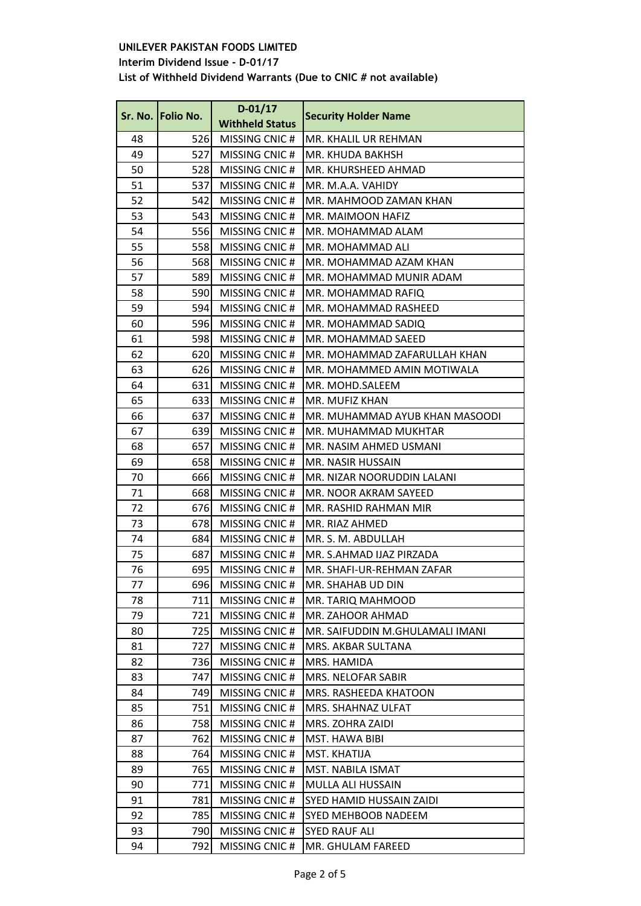**UNILEVER PAKISTAN FOODS LIMITED**

**Interim Dividend Issue - D-01/17**

**List of Withheld Dividend Warrants (Due to CNIC # not available)**

| Sr. No. | Folio No. | D-01/17 Withheld Status | Security Holder Name |
|---|---|---|---|
| 48 | 526 | MISSING CNIC # | MR. KHALIL UR REHMAN |
| 49 | 527 | MISSING CNIC # | MR. KHUDA BAKHSH |
| 50 | 528 | MISSING CNIC # | MR. KHURSHEED AHMAD |
| 51 | 537 | MISSING CNIC # | MR. M.A.A. VAHIDY |
| 52 | 542 | MISSING CNIC # | MR. MAHMOOD ZAMAN KHAN |
| 53 | 543 | MISSING CNIC # | MR. MAIMOON HAFIZ |
| 54 | 556 | MISSING CNIC # | MR. MOHAMMAD ALAM |
| 55 | 558 | MISSING CNIC # | MR. MOHAMMAD ALI |
| 56 | 568 | MISSING CNIC # | MR. MOHAMMAD AZAM KHAN |
| 57 | 589 | MISSING CNIC # | MR. MOHAMMAD MUNIR ADAM |
| 58 | 590 | MISSING CNIC # | MR. MOHAMMAD RAFIQ |
| 59 | 594 | MISSING CNIC # | MR. MOHAMMAD RASHEED |
| 60 | 596 | MISSING CNIC # | MR. MOHAMMAD SADIQ |
| 61 | 598 | MISSING CNIC # | MR. MOHAMMAD SAEED |
| 62 | 620 | MISSING CNIC # | MR. MOHAMMAD ZAFARULLAH KHAN |
| 63 | 626 | MISSING CNIC # | MR. MOHAMMED AMIN MOTIWALA |
| 64 | 631 | MISSING CNIC # | MR. MOHD.SALEEM |
| 65 | 633 | MISSING CNIC # | MR. MUFIZ KHAN |
| 66 | 637 | MISSING CNIC # | MR. MUHAMMAD AYUB KHAN MASOODI |
| 67 | 639 | MISSING CNIC # | MR. MUHAMMAD MUKHTAR |
| 68 | 657 | MISSING CNIC # | MR. NASIM AHMED USMANI |
| 69 | 658 | MISSING CNIC # | MR. NASIR HUSSAIN |
| 70 | 666 | MISSING CNIC # | MR. NIZAR NOORUDDIN LALANI |
| 71 | 668 | MISSING CNIC # | MR. NOOR AKRAM SAYEED |
| 72 | 676 | MISSING CNIC # | MR. RASHID RAHMAN MIR |
| 73 | 678 | MISSING CNIC # | MR. RIAZ AHMED |
| 74 | 684 | MISSING CNIC # | MR. S. M. ABDULLAH |
| 75 | 687 | MISSING CNIC # | MR. S.AHMAD IJAZ PIRZADA |
| 76 | 695 | MISSING CNIC # | MR. SHAFI-UR-REHMAN ZAFAR |
| 77 | 696 | MISSING CNIC # | MR. SHAHAB UD DIN |
| 78 | 711 | MISSING CNIC # | MR. TARIQ MAHMOOD |
| 79 | 721 | MISSING CNIC # | MR. ZAHOOR AHMAD |
| 80 | 725 | MISSING CNIC # | MR. SAIFUDDIN M.GHULAMALI IMANI |
| 81 | 727 | MISSING CNIC # | MRS. AKBAR SULTANA |
| 82 | 736 | MISSING CNIC # | MRS. HAMIDA |
| 83 | 747 | MISSING CNIC # | MRS. NELOFAR SABIR |
| 84 | 749 | MISSING CNIC # | MRS. RASHEEDA KHATOON |
| 85 | 751 | MISSING CNIC # | MRS. SHAHNAZ ULFAT |
| 86 | 758 | MISSING CNIC # | MRS. ZOHRA ZAIDI |
| 87 | 762 | MISSING CNIC # | MST. HAWA BIBI |
| 88 | 764 | MISSING CNIC # | MST. KHATIJA |
| 89 | 765 | MISSING CNIC # | MST. NABILA ISMAT |
| 90 | 771 | MISSING CNIC # | MULLA ALI HUSSAIN |
| 91 | 781 | MISSING CNIC # | SYED HAMID HUSSAIN ZAIDI |
| 92 | 785 | MISSING CNIC # | SYED MEHBOOB NADEEM |
| 93 | 790 | MISSING CNIC # | SYED RAUF ALI |
| 94 | 792 | MISSING CNIC # | MR. GHULAM FAREED |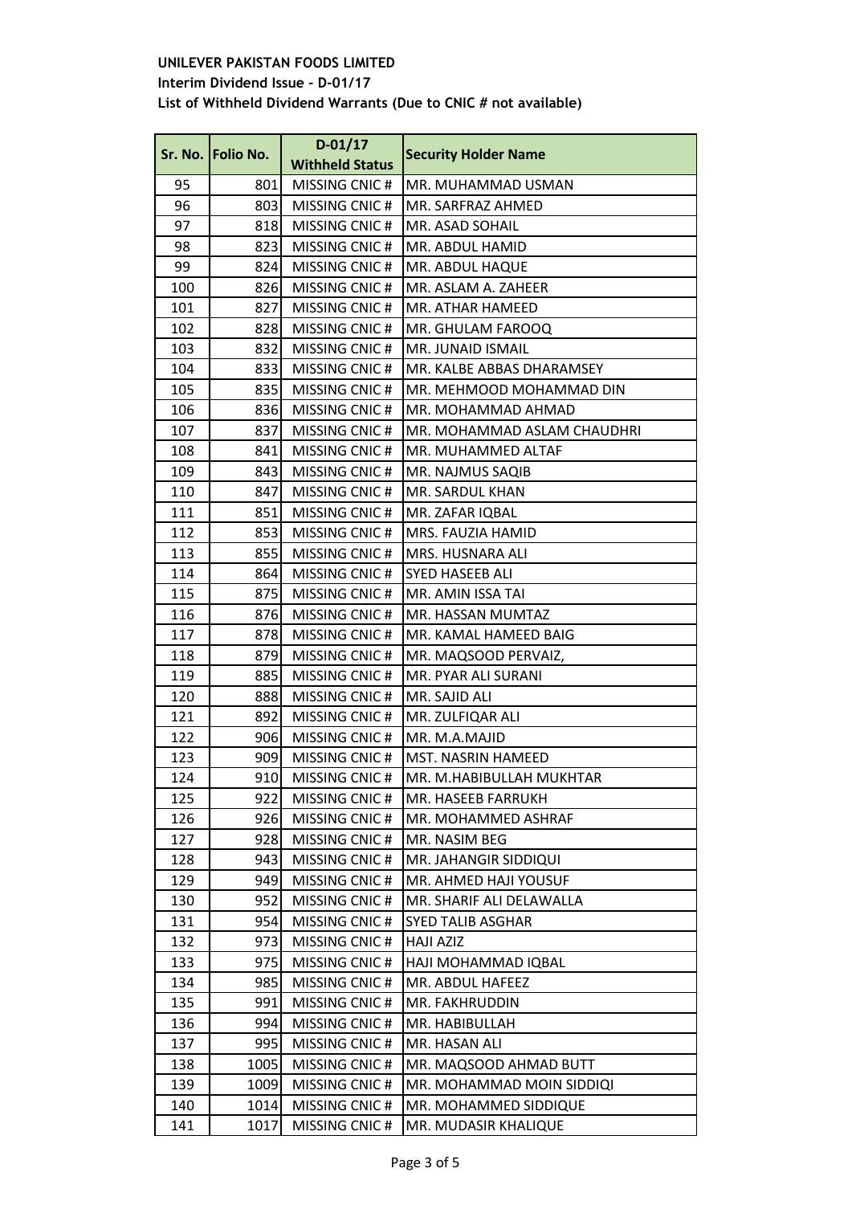**UNILEVER PAKISTAN FOODS LIMITED**
**Interim Dividend Issue - D-01/17**
**List of Withheld Dividend Warrants (Due to CNIC # not available)**

| Sr. No. | Folio No. | D-01/17 Withheld Status | Security Holder Name |
|---|---|---|---|
| 95 | 801 | MISSING CNIC # | MR. MUHAMMAD USMAN |
| 96 | 803 | MISSING CNIC # | MR. SARFRAZ AHMED |
| 97 | 818 | MISSING CNIC # | MR. ASAD SOHAIL |
| 98 | 823 | MISSING CNIC # | MR. ABDUL HAMID |
| 99 | 824 | MISSING CNIC # | MR. ABDUL HAQUE |
| 100 | 826 | MISSING CNIC # | MR. ASLAM A. ZAHEER |
| 101 | 827 | MISSING CNIC # | MR. ATHAR HAMEED |
| 102 | 828 | MISSING CNIC # | MR. GHULAM FAROOQ |
| 103 | 832 | MISSING CNIC # | MR. JUNAID ISMAIL |
| 104 | 833 | MISSING CNIC # | MR. KALBE ABBAS DHARAMSEY |
| 105 | 835 | MISSING CNIC # | MR. MEHMOOD MOHAMMAD DIN |
| 106 | 836 | MISSING CNIC # | MR. MOHAMMAD AHMAD |
| 107 | 837 | MISSING CNIC # | MR. MOHAMMAD ASLAM CHAUDHRI |
| 108 | 841 | MISSING CNIC # | MR. MUHAMMED ALTAF |
| 109 | 843 | MISSING CNIC # | MR. NAJMUS SAQIB |
| 110 | 847 | MISSING CNIC # | MR. SARDUL KHAN |
| 111 | 851 | MISSING CNIC # | MR. ZAFAR IQBAL |
| 112 | 853 | MISSING CNIC # | MRS. FAUZIA HAMID |
| 113 | 855 | MISSING CNIC # | MRS. HUSNARA ALI |
| 114 | 864 | MISSING CNIC # | SYED HASEEB ALI |
| 115 | 875 | MISSING CNIC # | MR. AMIN ISSA TAI |
| 116 | 876 | MISSING CNIC # | MR. HASSAN MUMTAZ |
| 117 | 878 | MISSING CNIC # | MR. KAMAL HAMEED BAIG |
| 118 | 879 | MISSING CNIC # | MR. MAQSOOD PERVAIZ, |
| 119 | 885 | MISSING CNIC # | MR. PYAR ALI SURANI |
| 120 | 888 | MISSING CNIC # | MR. SAJID ALI |
| 121 | 892 | MISSING CNIC # | MR. ZULFIQAR ALI |
| 122 | 906 | MISSING CNIC # | MR. M.A.MAJID |
| 123 | 909 | MISSING CNIC # | MST. NASRIN HAMEED |
| 124 | 910 | MISSING CNIC # | MR. M.HABIBULLAH MUKHTAR |
| 125 | 922 | MISSING CNIC # | MR. HASEEB FARRUKH |
| 126 | 926 | MISSING CNIC # | MR. MOHAMMED ASHRAF |
| 127 | 928 | MISSING CNIC # | MR. NASIM BEG |
| 128 | 943 | MISSING CNIC # | MR. JAHANGIR SIDDIQUI |
| 129 | 949 | MISSING CNIC # | MR. AHMED HAJI YOUSUF |
| 130 | 952 | MISSING CNIC # | MR. SHARIF ALI DELAWALLA |
| 131 | 954 | MISSING CNIC # | SYED TALIB ASGHAR |
| 132 | 973 | MISSING CNIC # | HAJI AZIZ |
| 133 | 975 | MISSING CNIC # | HAJI MOHAMMAD IQBAL |
| 134 | 985 | MISSING CNIC # | MR. ABDUL HAFEEZ |
| 135 | 991 | MISSING CNIC # | MR. FAKHRUDDIN |
| 136 | 994 | MISSING CNIC # | MR. HABIBULLAH |
| 137 | 995 | MISSING CNIC # | MR. HASAN ALI |
| 138 | 1005 | MISSING CNIC # | MR. MAQSOOD AHMAD BUTT |
| 139 | 1009 | MISSING CNIC # | MR. MOHAMMAD MOIN SIDDIQI |
| 140 | 1014 | MISSING CNIC # | MR. MOHAMMED SIDDIQUE |
| 141 | 1017 | MISSING CNIC # | MR. MUDASIR KHALIQUE |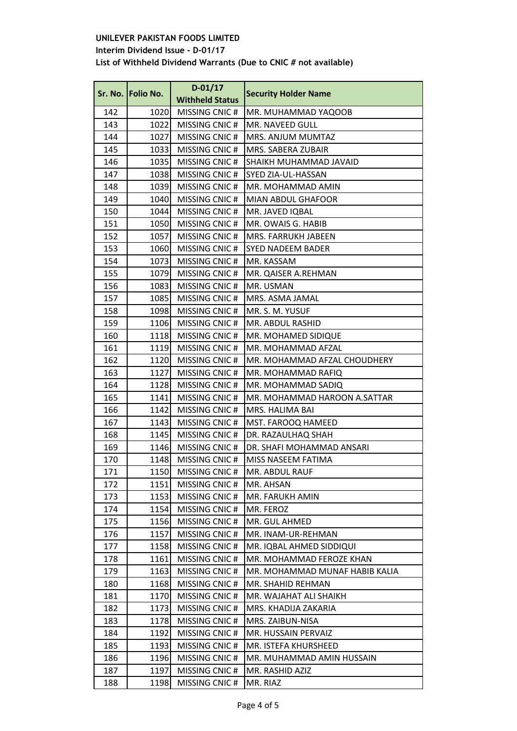**UNILEVER PAKISTAN FOODS LIMITED**

**Interim Dividend Issue - D-01/17**

**List of Withheld Dividend Warrants (Due to CNIC # not available)**

| Sr. No. | Folio No. | D-01/17 Withheld Status | Security Holder Name |
|---|---|---|---|
| 142 | 1020 | MISSING CNIC # | MR. MUHAMMAD YAQOOB |
| 143 | 1022 | MISSING CNIC # | MR. NAVEED GULL |
| 144 | 1027 | MISSING CNIC # | MRS. ANJUM MUMTAZ |
| 145 | 1033 | MISSING CNIC # | MRS. SABERA ZUBAIR |
| 146 | 1035 | MISSING CNIC # | SHAIKH MUHAMMAD JAVAID |
| 147 | 1038 | MISSING CNIC # | SYED ZIA-UL-HASSAN |
| 148 | 1039 | MISSING CNIC # | MR. MOHAMMAD AMIN |
| 149 | 1040 | MISSING CNIC # | MIAN ABDUL GHAFOOR |
| 150 | 1044 | MISSING CNIC # | MR. JAVED IQBAL |
| 151 | 1050 | MISSING CNIC # | MR. OWAIS G. HABIB |
| 152 | 1057 | MISSING CNIC # | MRS. FARRUKH JABEEN |
| 153 | 1060 | MISSING CNIC # | SYED NADEEM BADER |
| 154 | 1073 | MISSING CNIC # | MR. KASSAM |
| 155 | 1079 | MISSING CNIC # | MR. QAISER A.REHMAN |
| 156 | 1083 | MISSING CNIC # | MR. USMAN |
| 157 | 1085 | MISSING CNIC # | MRS. ASMA JAMAL |
| 158 | 1098 | MISSING CNIC # | MR. S. M. YUSUF |
| 159 | 1106 | MISSING CNIC # | MR. ABDUL RASHID |
| 160 | 1118 | MISSING CNIC # | MR. MOHAMED SIDIQUE |
| 161 | 1119 | MISSING CNIC # | MR. MOHAMMAD AFZAL |
| 162 | 1120 | MISSING CNIC # | MR. MOHAMMAD AFZAL CHOUDHERY |
| 163 | 1127 | MISSING CNIC # | MR. MOHAMMAD RAFIQ |
| 164 | 1128 | MISSING CNIC # | MR. MOHAMMAD SADIQ |
| 165 | 1141 | MISSING CNIC # | MR. MOHAMMAD HAROON A.SATTAR |
| 166 | 1142 | MISSING CNIC # | MRS. HALIMA BAI |
| 167 | 1143 | MISSING CNIC # | MST. FAROOQ HAMEED |
| 168 | 1145 | MISSING CNIC # | DR. RAZAULHAQ SHAH |
| 169 | 1146 | MISSING CNIC # | DR. SHAFI MOHAMMAD ANSARI |
| 170 | 1148 | MISSING CNIC # | MISS NASEEM FATIMA |
| 171 | 1150 | MISSING CNIC # | MR. ABDUL RAUF |
| 172 | 1151 | MISSING CNIC # | MR. AHSAN |
| 173 | 1153 | MISSING CNIC # | MR. FARUKH AMIN |
| 174 | 1154 | MISSING CNIC # | MR. FEROZ |
| 175 | 1156 | MISSING CNIC # | MR. GUL AHMED |
| 176 | 1157 | MISSING CNIC # | MR. INAM-UR-REHMAN |
| 177 | 1158 | MISSING CNIC # | MR. IQBAL AHMED SIDDIQUI |
| 178 | 1161 | MISSING CNIC # | MR. MOHAMMAD FEROZE KHAN |
| 179 | 1163 | MISSING CNIC # | MR. MOHAMMAD MUNAF HABIB KALIA |
| 180 | 1168 | MISSING CNIC # | MR. SHAHID REHMAN |
| 181 | 1170 | MISSING CNIC # | MR. WAJAHAT ALI SHAIKH |
| 182 | 1173 | MISSING CNIC # | MRS. KHADIJA ZAKARIA |
| 183 | 1178 | MISSING CNIC # | MRS. ZAIBUN-NISA |
| 184 | 1192 | MISSING CNIC # | MR. HUSSAIN PERVAIZ |
| 185 | 1193 | MISSING CNIC # | MR. ISTEFA KHURSHEED |
| 186 | 1196 | MISSING CNIC # | MR. MUHAMMAD AMIN HUSSAIN |
| 187 | 1197 | MISSING CNIC # | MR. RASHID AZIZ |
| 188 | 1198 | MISSING CNIC # | MR. RIAZ |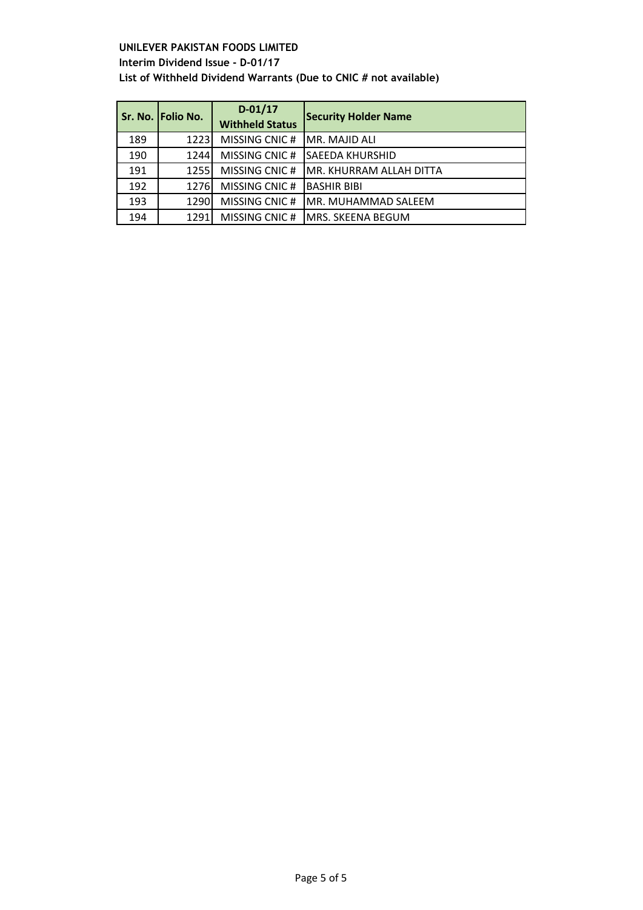**UNILEVER PAKISTAN FOODS LIMITED**
**Interim Dividend Issue - D-01/17**
**List of Withheld Dividend Warrants (Due to CNIC # not available)**

| Sr. No. | Folio No. | D-01/17 Withheld Status | Security Holder Name |
|---|---|---|---|
| 189 | 1223 | MISSING CNIC # | MR. MAJID ALI |
| 190 | 1244 | MISSING CNIC # | SAEEDA KHURSHID |
| 191 | 1255 | MISSING CNIC # | MR. KHURRAM ALLAH DITTA |
| 192 | 1276 | MISSING CNIC # | BASHIR BIBI |
| 193 | 1290 | MISSING CNIC # | MR. MUHAMMAD SALEEM |
| 194 | 1291 | MISSING CNIC # | MRS. SKEENA BEGUM |